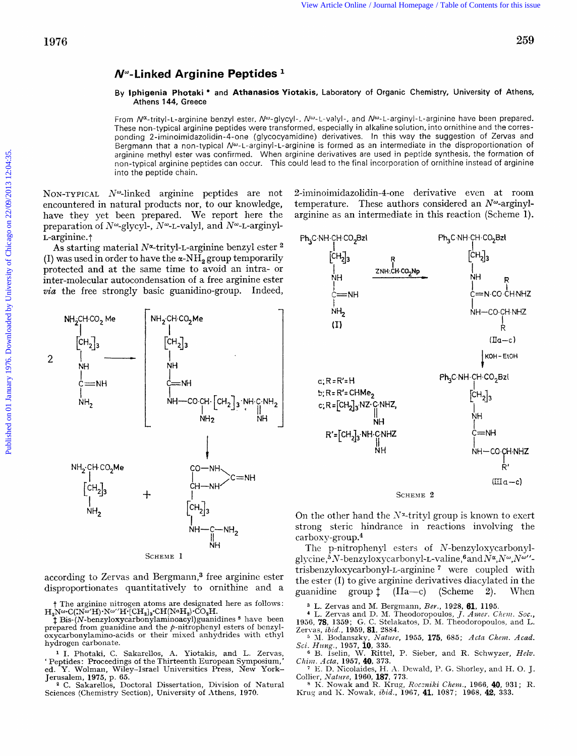# $N^{\omega}$-Linked Arginine Peptides [1]

By **Iphigenia Photaki** * and **Athanasios Yiotakis**, Laboratory of Organic Chemistry, University of Athens, Athens 144, Greece

From $N^{\alpha}$-trityl-L-arginine benzyl ester, $N^{\omega}$-glycyl-, $N^{\omega}$-L-valyl-, and $N^{\omega}$-L-arginyl-L-arginine have been prepared. These non-typical arginine peptides were transformed, especially in alkaline solution, into ornithine and the corresponding 2-iminoimidazolidin-4-one (glycocyamidine) derivatives. In this way the suggestion of Zervas and Bergmann that a non-typical $N^{\omega}$-L-arginyl-L-arginine is formed as an intermediate in the disproportionation of arginine methyl ester was confirmed. When arginine derivatives are used in peptide synthesis, the formation of non-typical arginine peptides can occur. This could lead to the final incorporation of ornithine instead of arginine into the peptide chain.

NON-TYPICAL $N^{\omega}$-linked arginine peptides are not encountered in natural products nor, to our knowledge, have they yet been prepared. We report here the preparation of $N^{\omega}$-glycyl-, $N^{\omega}$-L-valyl, and $N^{\omega}$-L-arginyl-L-arginine.†

As starting material $N^{\alpha}$-trityl-L-arginine benzyl ester [2] (I) was used in order to have the $\alpha$-$NH_2$ group temporarily protected and at the same time to avoid an intra- or inter-molecular autocondensation of a free arginine ester *via* the free strongly basic guanidino-group. Indeed, according to Zervas and Bergmann,[3] free arginine ester disproportionates quantitatively to ornithine and a 2-iminoimidazolidin-4-one derivative even at room temperature. These authors considered an $N^{\omega}$-arginyl-arginine as an intermediate in this reaction (Scheme 1).

SCHEME 1

On the other hand the $N^{\alpha}$-trityl group is known to exert strong steric hindrance in reactions involving the carboxy-group.[4]

SCHEME 2

a; R = R' = H
b; R = R' = $CHMe_2$
c; R = $[CH_2]_3 \cdot NZ \cdot C(:NH) \cdot NHZ$, R' = $[CH_2]_3 \cdot NH \cdot C(:NH) \cdot NHZ$

The p-nitrophenyl esters of N-benzyloxycarbonyl-glycine,[5] N-benzyloxycarbonyl-L-valine,[6] and $N^{\alpha},N^{\omega},N^{\omega'}$-trisbenzyloxycarbonyl-L-arginine [7] were coupled with the ester (I) to give arginine derivatives diacylated in the guanidine group ‡ (IIa—c) (Scheme 2). When

† The arginine nitrogen atoms are designated here as follows: $H_2N^{\omega}\cdot C(:N^{\omega'}H)\cdot N^{\omega''}H\cdot [CH_2]_3\cdot CH(N^{\alpha}H_2)\cdot CO_2H$.

‡ Bis-(N-benzyloxycarbonylaminoacyl)guanidines [8] have been prepared from guanidine and the p-nitrophenyl esters of benzyloxycarbonylamino-acids or their mixed anhydrides with ethyl hydrogen carbonate.

[1] I. Photaki, C. Sakarellos, A. Yiotakis, and L. Zervas, 'Peptides: Proceedings of the Thirteenth European Symposium,' ed. Y. Wolman, Wiley-Israel Universities Press, New York-Jerusalem, 1975, p. 65.

[2] C. Sakarellos, Doctoral Dissertation, Division of Natural Sciences (Chemistry Section), University of Athens, 1970.

[3] L. Zervas and M. Bergmann, *Ber.*, 1928, **61**, 1195.

[4] L. Zervas and D. M. Theodoropoulos, *J. Amer. Chem. Soc.*, 1956, **78**, 1359; G. C. Stelakatos, D. M. Theodoropoulos, and L. Zervas, *ibid.*, 1959, **81**, 2884.

[5] M. Bodanszky, *Nature*, 1955, **175**, 685; *Acta Chem. Acad. Sci. Hung.*, 1957, **10**, 335.

[6] B. Iselin, W. Rittel, P. Sieber, and R. Schwyzer, *Helv. Chim. Acta*, 1957, **40**, 373.

[7] E. D. Nicolaides, H. A. Dewald, P. G. Shorley, and H. O. J. Collier, *Nature*, 1960, **187**, 773.

[8] K. Nowak and R. Krug, *Roczniki Chem.*, 1966, **40**, 931; R. Krug and K. Nowak, *ibid.*, 1967, **41**, 1087; 1968, **42**, 333.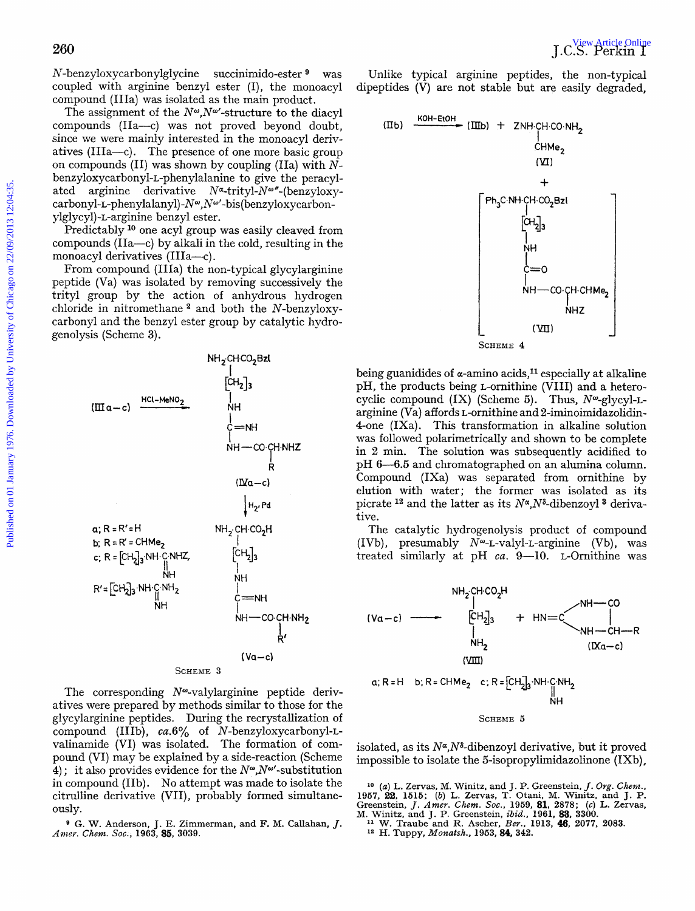*N*-benzyloxycarbonylglycine succinimido-ester[9] was coupled with arginine benzyl ester (I), the monoacyl compound (IIIa) was isolated as the main product.

The assignment of the $N^{\omega}$,$N^{\omega'}$-structure to the diacyl compounds (IIa—c) was not proved beyond doubt, since we were mainly interested in the monoacyl derivatives (IIIa—c). The presence of one more basic group on compounds (II) was shown by coupling (IIa) with *N*-benzyloxycarbonyl-L-phenylalanine to give the peracylated arginine derivative $N^{\alpha}$-trityl-$N^{\omega''}$-(benzyloxycarbonyl-L-phenylalanyl)-$N^{\omega}$,$N^{\omega'}$-bis(benzyloxycarbonylglycyl)-L-arginine benzyl ester.

Predictably[10] one acyl group was easily cleaved from compounds (IIa—c) by alkali in the cold, resulting in the monoacyl derivatives (IIIa—c).

From compound (IIIa) the non-typical glycylarginine peptide (Va) was isolated by removing successively the trityl group by the action of anhydrous hydrogen chloride in nitromethane[2] and both the *N*-benzyloxycarbonyl and the benzyl ester group by catalytic hydrogenolysis (Scheme 3).

(IIIa—c) —HCl–MeNO₂→ $NH_2$·CH(CO₂Bzl)·[CH₂]₃·NH·C(=NH)·NH—CO·CH(R)·NHZ (IVa—c) —H₂, Pd→ $NH_2$·CH(CO₂H)·[CH₂]₃·NH·C(=NH)·NH—CO·CH(R')·NH₂ (Va—c)

a; R = R' = H
b; R = R' = CHMe₂
c; R = [CH₂]₃·NH·C(=NH)·NHZ, R' = [CH₂]₃·NH·C(=NH)·NH₂

SCHEME 3

The corresponding $N^{\omega}$-valylarginine peptide derivatives were prepared by methods similar to those for the glycylarginine peptides. During the recrystallization of compound (IIIb), *ca.* 6% of *N*-benzyloxycarbonyl-L-valinamide (VI) was isolated. The formation of compound (VI) may be explained by a side-reaction (Scheme 4); it also provides evidence for the $N^{\omega}$,$N^{\omega'}$-substitution in compound (IIb). No attempt was made to isolate the citrulline derivative (VII), probably formed simultaneously.

Unlike typical arginine peptides, the non-typical dipeptides (V) are not stable but are easily degraded,

(IIb) —KOH–EtOH→ (IIIb) + ZNH·CH(CHMe₂)·CO·NH₂ (VI) + [Ph₃C·NH·CH(CO₂Bzl)·[CH₂]₃·NH·C(=O)·NH—CO·CH(CHMe₂)·NHZ (VII)]

SCHEME 4

being guanidides of α-amino acids,[11] especially at alkaline pH, the products being L-ornithine (VIII) and a heterocyclic compound (IX) (Scheme 5). Thus, $N^{\omega}$-glycyl-L-arginine (Va) affords L-ornithine and 2-iminoimidazolidin-4-one (IXa). This transformation in alkaline solution was followed polarimetrically and shown to be complete in 2 min. The solution was subsequently acidified to pH 6—6.5 and chromatographed on an alumina column. Compound (IXa) was separated from ornithine by elution with water; the former was isolated as its picrate[12] and the latter as its $N^{\alpha}$,$N^{\delta}$-dibenzoyl[3] derivative.

The catalytic hydrogenolysis product of compound (IVb), presumably $N^{\omega}$-L-valyl-L-arginine (Vb), was treated similarly at pH *ca.* 9—10. L-Ornithine was

(Va—c) → $NH_2$·CH(CO₂H)·[CH₂]₃·NH₂ (VIII) + HN=C<(NH—CO)(NH—CH—R) (IXa—c)

a; R = H b; R = CHMe₂ c; R = [CH₂]₃·NH·C(=NH)·NH₂

SCHEME 5

isolated, as its $N^{\alpha}$,$N^{\delta}$-dibenzoyl derivative, but it proved impossible to isolate the 5-isopropylimidazolinone (IXb),

[9] G. W. Anderson, J. E. Zimmerman, and F. M. Callahan, *J. Amer. Chem. Soc.*, 1963, **85**, 3039.

[10] (*a*) L. Zervas, M. Winitz, and J. P. Greenstein, *J. Org. Chem.*, 1957, **22**, 1515; (*b*) L. Zervas, T. Otani, M. Winitz, and J. P. Greenstein, *J. Amer. Chem. Soc.*, 1959, **81**, 2878; (*c*) L. Zervas, M. Winitz, and J. P. Greenstein, *ibid.*, 1961, **83**, 3300.

[11] W. Traube and R. Ascher, *Ber.*, 1913, **46**, 2077, 2083.

[12] H. Tuppy, *Monatsh.*, 1953, **84**, 342.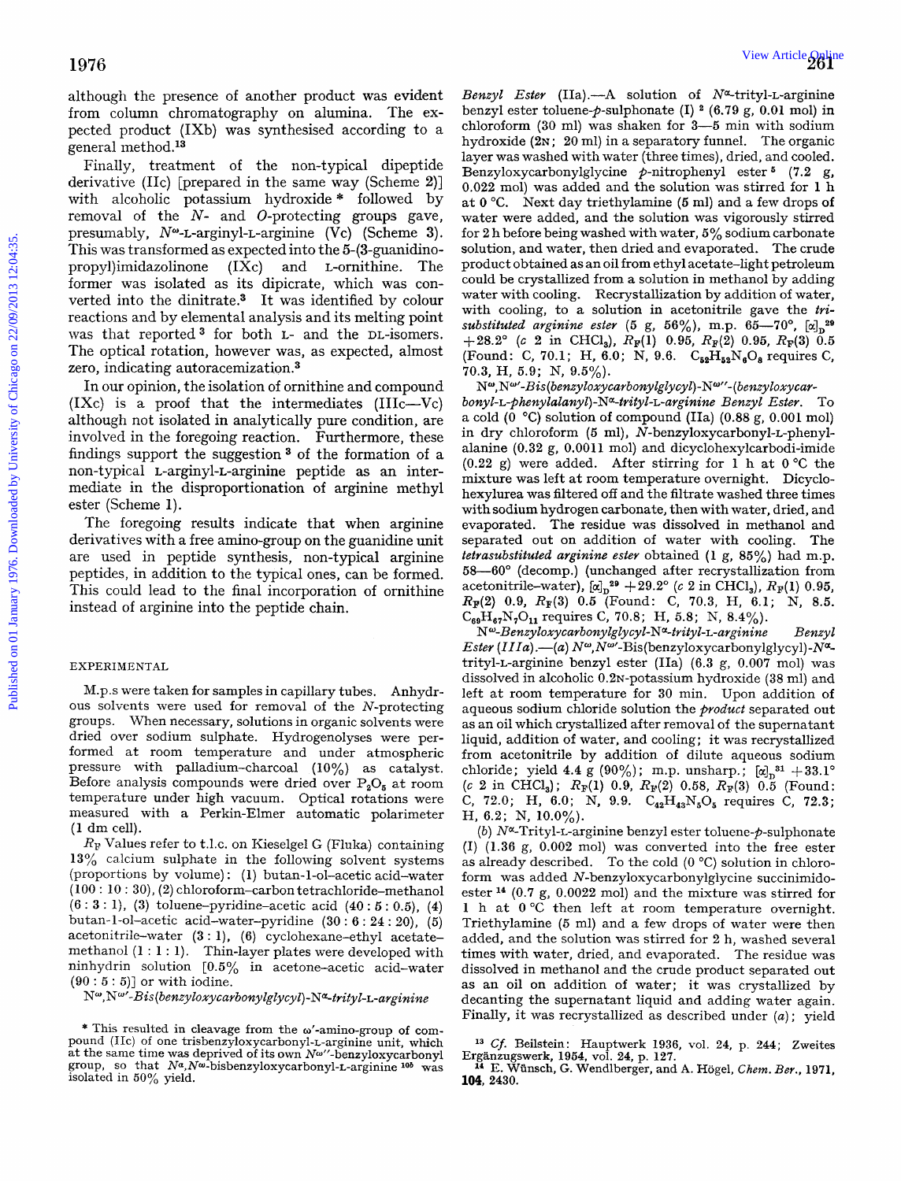although the presence of another product was evident from column chromatography on alumina. The expected product (IXb) was synthesised according to a general method.[13]

Finally, treatment of the non-typical dipeptide derivative (IIc) [prepared in the same way (Scheme 2)] with alcoholic potassium hydroxide * followed by removal of the *N*- and *O*-protecting groups gave, presumably, $N^{\omega}$-L-arginyl-L-arginine (Vc) (Scheme 3). This was transformed as expected into the 5-(3-guanidinopropyl)imidazolinone (IXc) and L-ornithine. The former was isolated as its dipicrate, which was converted into the dinitrate.[3] It was identified by colour reactions and by elemental analysis and its melting point was that reported[3] for both L- and the DL-isomers. The optical rotation, however was, as expected, almost zero, indicating autoracemization.[3]

In our opinion, the isolation of ornithine and compound (IXc) is a proof that the intermediates (IIIc—Vc) although not isolated in analytically pure condition, are involved in the foregoing reaction. Furthermore, these findings support the suggestion[3] of the formation of a non-typical L-arginyl-L-arginine peptide as an intermediate in the disproportionation of arginine methyl ester (Scheme 1).

The foregoing results indicate that when arginine derivatives with a free amino-group on the guanidine unit are used in peptide synthesis, non-typical arginine peptides, in addition to the typical ones, can be formed. This could lead to the final incorporation of ornithine instead of arginine into the peptide chain.

## EXPERIMENTAL

M.p.s were taken for samples in capillary tubes. Anhydrous solvents were used for removal of the *N*-protecting groups. When necessary, solutions in organic solvents were dried over sodium sulphate. Hydrogenolyses were performed at room temperature and under atmospheric pressure with palladium–charcoal (10%) as catalyst. Before analysis compounds were dried over $P_2O_5$ at room temperature under high vacuum. Optical rotations were measured with a Perkin-Elmer automatic polarimeter (1 dm cell).

$R_F$ Values refer to t.l.c. on Kieselgel G (Fluka) containing 13% calcium sulphate in the following solvent systems (proportions by volume): (1) butan-1-ol–acetic acid–water (100 : 10 : 30), (2) chloroform–carbon tetrachloride–methanol (6 : 3 : 1), (3) toluene–pyridine–acetic acid (40 : 5 : 0.5), (4) butan-1-ol–acetic acid–water–pyridine (30 : 6 : 24 : 20), (5) acetonitrile–water (3 : 1), (6) cyclohexane–ethyl acetate–methanol (1 : 1 : 1). Thin-layer plates were developed with ninhydrin solution [0.5% in acetone–acetic acid–water (90 : 5 : 5)] or with iodine.

*$N^{\omega}$,$N^{\omega'}$-Bis(benzyloxycarbonylglycyl)-$N^{\alpha}$-trityl-L-arginine Benzyl Ester* (IIa).—A solution of $N^{\alpha}$-trityl-L-arginine benzyl ester toluene-*p*-sulphonate (I)[2] (6.79 g, 0.01 mol) in chloroform (30 ml) was shaken for 3—5 min with sodium hydroxide (2N; 20 ml) in a separatory funnel. The organic layer was washed with water (three times), dried, and cooled. Benzyloxycarbonylglycine *p*-nitrophenyl ester[5] (7.2 g, 0.022 mol) was added and the solution was stirred for 1 h at 0 °C. Next day triethylamine (5 ml) and a few drops of water were added, and the solution was vigorously stirred for 2 h before being washed with water, 5% sodium carbonate solution, and water, then dried and evaporated. The crude product obtained as an oil from ethyl acetate–light petroleum could be crystallized from a solution in methanol by adding water with cooling. Recrystallization by addition of water, with cooling, to a solution in acetonitrile gave the *trisubstituted arginine ester* (5 g, 56%), m.p. 65—70°, $[\alpha]_D^{29}$ +28.2° (*c* 2 in $CHCl_3$), $R_F(1)$ 0.95, $R_F(2)$ 0.95, $R_F(3)$ 0.5 (Found: C, 70.1; H, 6.0; N, 9.6. $C_{52}H_{52}N_6O_8$ requires C, 70.3, H, 5.9; N, 9.5%).

*$N^{\omega}$,$N^{\omega'}$-Bis(benzyloxycarbonylglycyl)-$N^{\omega''}$-(benzyloxycarbonyl-L-phenylalanyl)-$N^{\alpha}$-trityl-L-arginine Benzyl Ester.* To a cold (0 °C) solution of compound (IIa) (0.88 g, 0.001 mol) in dry chloroform (5 ml), *N*-benzyloxycarbonyl-L-phenylalanine (0.32 g, 0.0011 mol) and dicyclohexylcarbodi-imide (0.22 g) were added. After stirring for 1 h at 0 °C the mixture was left at room temperature overnight. Dicyclohexylurea was filtered off and the filtrate washed three times with sodium hydrogen carbonate, then with water, dried, and evaporated. The residue was dissolved in methanol and separated out on addition of water with cooling. The *tetrasubstituted arginine ester* obtained (1 g, 85%) had m.p. 58—60° (decomp.) (unchanged after recrystallization from acetonitrile–water), $[\alpha]_D^{29}$ +29.2° (*c* 2 in $CHCl_3$), $R_F(1)$ 0.95, $R_F(2)$ 0.9, $R_F(3)$ 0.5 (Found: C, 70.3, H, 6.1; N, 8.5. $C_{69}H_{67}N_7O_{11}$ requires C, 70.8; H, 5.8; N, 8.4%).

*$N^{\omega}$-Benzyloxycarbonylglycyl-$N^{\alpha}$-trityl-L-arginine Benzyl Ester (IIIa).*—(*a*) $N^{\omega}$,$N^{\omega'}$-Bis(benzyloxycarbonylglycyl)-$N^{\alpha}$-trityl-L-arginine benzyl ester (IIa) (6.3 g, 0.007 mol) was dissolved in alcoholic 0.2N-potassium hydroxide (38 ml) and left at room temperature for 30 min. Upon addition of aqueous sodium chloride solution the *product* separated out as an oil which crystallized after removal of the supernatant liquid, addition of water, and cooling; it was recrystallized from acetonitrile by addition of dilute aqueous sodium chloride; yield 4.4 g (90%); m.p. unsharp.; $[\alpha]_D^{31}$ +33.1° (*c* 2 in $CHCl_3$); $R_F(1)$ 0.9, $R_F(2)$ 0.58, $R_F(3)$ 0.5 (Found: C, 72.0; H, 6.0; N, 9.9. $C_{42}H_{43}N_5O_5$ requires C, 72.3; H, 6.2; N, 10.0%).

(*b*) $N^{\alpha}$-Trityl-L-arginine benzyl ester toluene-*p*-sulphonate (I) (1.36 g, 0.002 mol) was converted into the free ester as already described. To the cold (0 °C) solution in chloroform was added *N*-benzyloxycarbonylglycine succinimido-ester[14] (0.7 g, 0.0022 mol) and the mixture was stirred for 1 h at 0 °C then left at room temperature overnight. Triethylamine (5 ml) and a few drops of water were then added, and the solution was stirred for 2 h, washed several times with water, dried, and evaporated. The residue was dissolved in methanol and the crude product separated out as an oil on addition of water; it was crystallized by decanting the supernatant liquid and adding water again. Finally, it was recrystallized as described under (*a*); yield

\* This resulted in cleavage from the ω'-amino-group of compound (IIc) of one trisbenzyloxycarbonyl-L-arginine unit, which at the same time was deprived of its own $N^{\omega''}$-benzyloxycarbonyl group, so that $N^{\alpha}$,$N^{\omega}$-bisbenzyloxycarbonyl-L-arginine[10b] was isolated in 50% yield.

[13] *Cf.* Beilstein: Hauptwerk 1936, vol. 24, p. 244; Zweites Ergänzungswerk, 1954, vol. 24, p. 127.

[14] E. Wünsch, G. Wendlberger, and A. Högel, *Chem. Ber.*, 1971, **104**, 2430.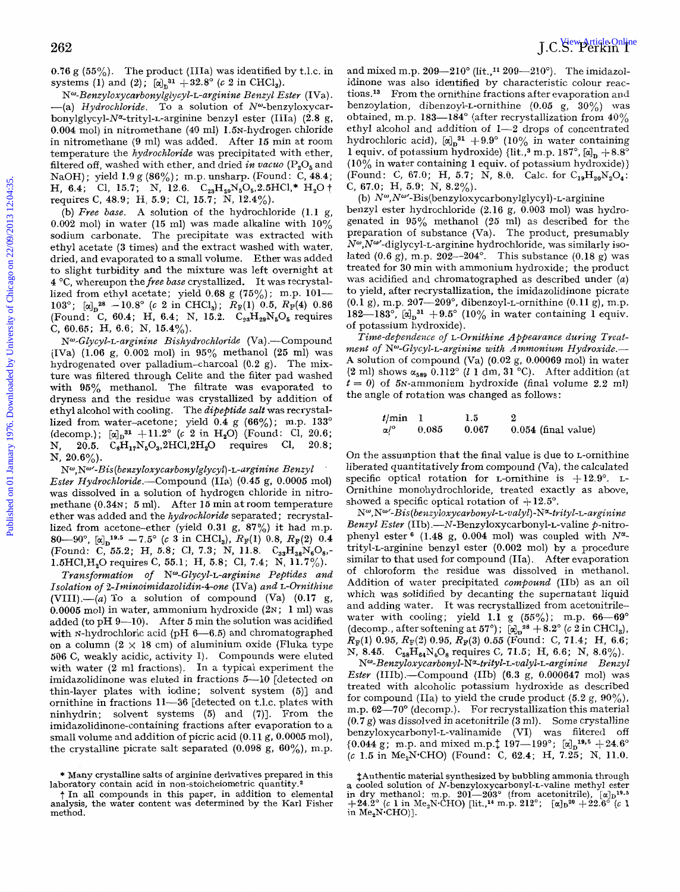0.76 g (55%). The product (IIIa) was identified by t.l.c. in systems (1) and (2); $[\alpha]_D^{31}$ +32.8° (c 2 in $CHCl_3$).

$N^{\omega}$-*Benzyloxycarbonylglycyl*-L-*arginine Benzyl Ester* (IVa).—(a) *Hydrochloride*. To a solution of $N^{\omega}$-benzyloxycarbonylglycyl-$N^{\alpha}$-trityl-L-arginine benzyl ester (IIIa) (2.8 g, 0.004 mol) in nitromethane (40 ml) 1.5N-hydrogen chloride in nitromethane (9 ml) was added. After 15 min at room temperature the *hydrochloride* was precipitated with ether, filtered off, washed with ether, and dried *in vacuo* ($P_2O_5$ and NaOH); yield 1.9 g (86%); m.p. unsharp. (Found: C, 48.4; H, 6.4; Cl, 15.7; N, 12.6. $C_{23}H_{29}N_5O_5$,2.5HCl,* $H_2O$ † requires C, 48.9; H, 5.9; Cl, 15.7; N, 12.4%).

(b) *Free base*. A solution of the hydrochloride (1.1 g, 0.002 mol) in water (15 ml) was made alkaline with 10% sodium carbonate. The precipitate was extracted with ethyl acetate (3 times) and the extract washed with water, dried, and evaporated to a small volume. Ether was added to slight turbidity and the mixture was left overnight at 4 °C, whereupon the *free base* crystallized. It was recrystallized from ethyl acetate; yield 0.68 g (75%); m.p. 101—103°; $[\alpha]_D^{28}$ −10.8° (c 2 in $CHCl_3$); $R_F$(4) 0.86 (Found: C, 60.4; H, 6.4; N, 15.2. $C_{23}H_{29}N_5O_5$ requires C, 60.65; H, 6.6; N, 15.4%).

$N^{\omega}$-*Glycyl*-L-*arginine Bishydrochloride* (Va).—Compound (IVa) (1.06 g, 0.002 mol) in 95% methanol (25 ml) was hydrogenated over palladium–charcoal (0.2 g). The mixture was filtered through Celite and the filter pad washed with 95% methanol. The filtrate was evaporated to dryness and the residue was crystallized by addition of ethyl alcohol with cooling. The *dipeptide salt* was recrystallized from water–acetone; yield 0.4 g (66%); m.p. 133° (decomp.); $[\alpha]_D^{31}$ +11.2° (c 3 in $H_2O$) (Found: Cl, 20.6; N, 20.5. $C_8H_{17}N_5O_3$,2HCl,$2H_2O$ requires Cl, 20.8; N, 20.6%).

$N^{\omega}$,$N^{\omega'}$-*Bis(benzyloxycarbonylglycyl)*-L-*arginine Benzyl Ester Hydrochloride*.—Compound (IIa) (0.45 g, 0.0005 mol) was dissolved in a solution of hydrogen chloride in nitromethane (0.34N; 5 ml). After 15 min at room temperature ether was added and the *hydrochloride* separated; recrystallized from acetone–ether (yield 0.31 g, 87%) it had m.p. 80—90°, $[\alpha]_D^{19.5}$ −7.5° (c 3 in $CHCl_3$), $R_F$(1) 0.8, $R_F$(2) 0.4 (Found: C, 55.2; H, 5.8; Cl, 7.3; N, 11.8. $C_{33}H_{38}N_6O_8$,1.5HCl,$H_2O$ requires C, 55.1; H, 5.8; Cl, 7.4; N, 11.7%).

*Transformation of* $N^{\omega}$-*Glycyl*-L-*arginine Peptides and Isolation of 2-Iminoimidazolidin-4-one* (IVa) *and* L-*Ornithine* (VIII).—(a) To a solution of compound (Va) (0.17 g, 0.0005 mol) in water, ammonium hydroxide (2N; 1 ml) was added (to pH 9—10). After 5 min the solution was acidified with N-hydrochloric acid (pH 6—6.5) and chromatographed on a column (2 × 18 cm) of aluminium oxide (Fluka type 506 C, weakly acidic, activity I). Compounds were eluted with water (2 ml fractions). In a typical experiment the imidazolidinone was eluted in fractions 5—10 [detected on thin-layer plates with iodine; solvent system (5)] and ornithine in fractions 11—36 [detected on t.l.c. plates with ninhydrin; solvent systems (5) and (7)]. From the imidazolidinone-containing fractions after evaporation to a small volume and addition of picric acid (0.11 g, 0.0005 mol), the crystalline picrate salt separated (0.098 g, 60%), m.p. and mixed m.p. 209—210° (lit.,[11] 209—210°). The imidazolidinone was also identified by characteristic colour reactions.[13] From the ornithine fractions after evaporation and benzoylation, dibenzoyl-L-ornithine (0.05 g, 30%) was obtained, m.p. 183—184° (after recrystallization from 40% ethyl alcohol and addition of 1—2 drops of concentrated hydrochloric acid), $[\alpha]_D^{31}$ +9.9° (10% in water containing 1 equiv. of potassium hydroxide) {lit.,[3] m.p. 187°, $[\alpha]_D$ +8.8° (10% in water containing 1 equiv. of potassium hydroxide)} (Found: C, 67.0; H, 5.7; N, 8.0. Calc. for $C_{19}H_{20}N_2O_4$: C, 67.0; H, 5.9; N, 8.2%).

(b) $N^{\omega}$,$N^{\omega'}$-Bis(benzyloxycarbonylglycyl)-L-arginine benzyl ester hydrochloride (2.16 g, 0.003 mol) was hydrogenated in 95% methanol (25 ml) as described for the preparation of substance (Va). The product, presumably $N^{\omega}$,$N^{\omega'}$-diglycyl-L-arginine hydrochloride, was similarly isolated (0.6 g), m.p. 202—204°. This substance (0.18 g) was treated for 30 min with ammonium hydroxide; the product was acidified and chromatographed as described under (a) to yield, after recrystallization, the imidazolidinone picrate (0.1 g), m.p. 207—209°, dibenzoyl-L-ornithine (0.11 g), m.p. 182—183°, $[\alpha]_D^{31}$ +9.5° (10% in water containing 1 equiv. of potassium hydroxide).

*Time-dependence of* L-*Ornithine Appearance during Treatment of* $N^{\omega}$-*Glycyl*-L-*arginine with Ammonium Hydroxide*.—A solution of compound (Va) (0.02 g, 0.00069 mol) in water (2 ml) shows $\alpha_{589}$ 0.112° (*l* 1 dm, 31 °C). After addition (at $t$ = 0) of 5N-ammonium hydroxide (final volume 2.2 ml) the angle of rotation was changed as follows:

| $t$/min | 1 | 1.5 | 2 |
|---|---|---|---|
| $\alpha$/° | 0.085 | 0.067 | 0.054 (final value) |

On the assumption that the final value is due to L-ornithine liberated quantitatively from compound (Va), the calculated specific optical rotation for L-ornithine is +12.9°. L-Ornithine monohydrochloride, treated exactly as above, showed a specific optical rotation of +12.5°.

$N^{\omega}$,$N^{\omega'}$-*Bis(benzyloxycarbonyl*-L-*valyl)*-$N^{\alpha}$-*trityl*-L-*arginine Benzyl Ester* (IIb).—*N*-Benzyloxycarbonyl-L-valine *p*-nitrophenyl ester[6] (1.48 g, 0.004 mol) was coupled with $N^{\alpha}$-trityl-L-arginine benzyl ester (0.002 mol) by a procedure similar to that used for compound (IIa). After evaporation of chloroform the residue was dissolved in methanol. Addition of water precipitated *compound* (IIb) as an oil which was solidified by decanting the supernatant liquid and adding water. It was recrystallized from acetonitrile–water with cooling; yield 1.1 g (55%); m.p. 66—69° (decomp., after softening at 57°); $[\alpha]_D^{28}$ +8.2° (c 2 in $CHCl_3$), $R_F$(1) 0.95, $R_F$(2) 0.95, $R_F$(3) 0.55 (Found: C, 71.4; H, 6.6; N, 8.45. $C_{58}H_{64}N_6O_8$ requires C, 71.5; H, 6.6; N, 8.6%).

$N^{\omega}$-*Benzyloxycarbonyl*-$N^{\alpha}$-*trityl*-L-*valyl*-L-*arginine Benzyl Ester* (IIIb).—Compound (IIb) (6.3 g, 0.000647 mol) was treated with alcoholic potassium hydroxide as described for compound (IIa) to yield the crude product (5.2 g, 90%), m.p. 62—70° (decomp.). For recrystallization this material (0.7 g) was dissolved in acetonitrile (3 ml). Some crystalline benzyloxycarbonyl-L-valinamide (VI) was filtered off {0.044 g; m.p. and mixed m.p.‡ 197—199°; $[\alpha]_D^{19.5}$ +24.6° (c 1.5 in $Me_2N{\cdot}CHO$) (Found: C, 62.4; H, 7.25; N, 11.0.

\* Many crystalline salts of arginine derivatives prepared in this laboratory contain acid in non-stoicheiometric quantity.[2]

† In all compounds in this paper, in addition to elemental analysis, the water content was determined by the Karl Fisher method.

‡ Authentic material synthesized by bubbling ammonia through a cooled solution of *N*-benzyloxycarbonyl-L-valine methyl ester in dry methanol; m.p. 201—203° (from acetonitrile), $[\alpha]_D^{19.5}$ +24.2° (c 1 in $Me_2N{\cdot}CHO$) [lit.,[14] m.p. 212°; $[\alpha]_D^{20}$ +22.6° (c 1 in $Me_2N{\cdot}CHO$)].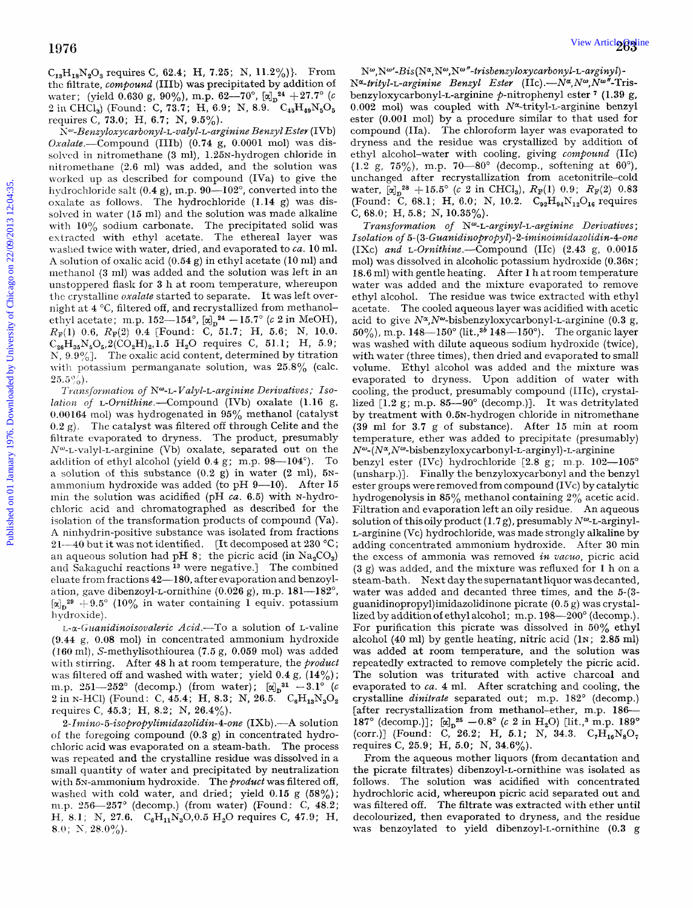$C_{13}H_{18}N_2O_3$ requires C, 62.4; H, 7.25; N, 11.2%)}. From the filtrate, *compound* (IIIb) was precipitated by addition of water; (yield 0.630 g, 90%), m.p. 62—70°, $[\alpha]_D^{24}$ +27.7° (*c* 2 in $CHCl_3$) (Found: C, 73.7; H, 6.9; N, 8.9. $C_{45}H_{49}N_5O_5$ requires C, 73.0; H, 6.7; N, 9.5%).

$N^{\omega}$*-Benzyloxycarbonyl-L-valyl-L-arginine Benzyl Ester* (IVb) *Oxalate*.—Compound (IIIb) (0.74 g, 0.0001 mol) was dissolved in nitromethane (3 ml), 1.25N-hydrogen chloride in nitromethane (2.6 ml) was added, and the solution was worked up as described for compound (IVa) to give the hydrochloride salt (0.4 g), m.p. 90—102°, converted into the oxalate as follows. The hydrochloride (1.14 g) was dissolved in water (15 ml) and the solution was made alkaline with 10% sodium carbonate. The precipitated solid was extracted with ethyl acetate. The ethereal layer was washed twice with water, dried, and evaporated to *ca*. 10 ml. A solution of oxalic acid (0.54 g) in ethyl acetate (10 ml) and methanol (3 ml) was added and the solution was left in an unstoppered flask for 3 h at room temperature, whereupon the crystalline *oxalate* started to separate. It was left overnight at 4 °C, filtered off, and recrystallized from methanol–ethyl acetate; m.p. 152—154°, $[\alpha]_D^{24}$ −15.7° (*c* 2 in MeOH), $R_F(1)$ 0.6, $R_F(2)$ 0.4 [Found: C, 51.7; H, 5.6; N, 10.0. $C_{26}H_{35}N_5O_5,2(CO_2H)_2,1.5\ H_2O$ requires C, 51.1; H, 5.9; N, 9.9%]. The oxalic acid content, determined by titration with potassium permanganate solution, was 25.8% (calc. 25.5%).

*Transformation of* $N^{\omega}$*-L-Valyl-L-arginine Derivatives; Isolation of L-Ornithine*.—Compound (IVb) oxalate (1.16 g, 0.00164 mol) was hydrogenated in 95% methanol (catalyst 0.2 g). The catalyst was filtered off through Celite and the filtrate evaporated to dryness. The product, presumably $N^{\omega}$-L-valyl-L-arginine (Vb) oxalate, separated out on the addition of ethyl alcohol (yield 0.4 g; m.p. 98—104°). To a solution of this substance (0.2 g) in water (2 ml), 5N-ammonium hydroxide was added (to pH 9—10). After 15 min the solution was acidified (pH *ca*. 6.5) with N-hydrochloric acid and chromatographed as described for the isolation of the transformation products of compound (Va). A ninhydrin-positive substance was isolated from fractions 21—40 but it was not identified. [It decomposed at 230 °C; an aqueous solution had pH 8; the picric acid (in $Na_2CO_3$) and Sakaguchi reactions [13] were negative.] The combined eluate from fractions 42—180, after evaporation and benzoylation, gave dibenzoyl-L-ornithine (0.026 g), m.p. 181—182°, $[\alpha]_D^{29}$ +9.5° (10% in water containing 1 equiv. potassium hydroxide).

*L-α-Guanidinoisovaleric Acid*.—To a solution of L-valine (9.44 g, 0.08 mol) in concentrated ammonium hydroxide (160 ml), *S*-methylisothiourea (7.5 g, 0.059 mol) was added with stirring. After 48 h at room temperature, the *product* was filtered off and washed with water; yield 0.4 g, (14%); m.p. 251—252° (decomp.) (from water); $[\alpha]_D^{31}$ −3.1° (*c* 2 in N-HCl) (Found: C, 45.4; H, 8.3; N, 26.5. $C_6H_{13}N_3O_2$ requires C, 45.3; H, 8.2; N, 26.4%).

*2-Imino-5-isopropylimidazolidin-4-one* (IXb).—A solution of the foregoing compound (0.3 g) in concentrated hydrochloric acid was evaporated on a steam-bath. The process was repeated and the crystalline residue was dissolved in a small quantity of water and precipitated by neutralization with 5N-ammonium hydroxide. The *product* was filtered off, washed with cold water, and dried; yield 0.15 g (58%); m.p. 256—257° (decomp.) (from water) (Found: C, 48.2; H, 8.1; N, 27.6. $C_6H_{11}N_3O,0.5\ H_2O$ requires C, 47.9; H, 8.0; N, 28.0%).

$N^{\omega},N^{\omega'}$*-Bis*($N^{\alpha},N^{\omega},N^{\omega''}$*-trisbenzyloxycarbonyl-L-arginyl*)-$N^{\alpha}$*-trityl-L-arginine Benzyl Ester* (IIc).—$N^{\alpha},N^{\omega},N^{\omega''}$-Trisbenzyloxycarbonyl-L-arginine *p*-nitrophenyl ester [7] (1.39 g, 0.002 mol) was coupled with $N^{\alpha}$-trityl-L-arginine benzyl ester (0.001 mol) by a procedure similar to that used for compound (IIa). The chloroform layer was evaporated to dryness and the residue was crystallized by addition of ethyl alcohol–water with cooling, giving *compound* (IIc) (1.2 g, 75%), m.p. 70—80° (decomp., softening at 60°), unchanged after recrystallization from acetonitrile–cold water, $[\alpha]_D^{28}$ +15.5° (*c* 2 in $CHCl_3$), $R_F(1)$ 0.9; $R_F(2)$ 0.83 (Found: C, 68.1; H, 6.0; N, 10.2. $C_{92}H_{94}N_{12}O_{16}$ requires C, 68.0; H, 5.8; N, 10.35%).

*Transformation of* $N^{\omega}$*-L-arginyl-L-arginine Derivatives; Isolation of 5-(3-Guanidinopropyl)-2-iminoimidazolidin-4-one* (IXc) *and L-Ornithine*.—Compound (IIc) (2.43 g, 0.0015 mol) was dissolved in alcoholic potassium hydroxide (0.36N; 18.6 ml) with gentle heating. After 1 h at room temperature water was added and the mixture evaporated to remove ethyl alcohol. The residue was twice extracted with ethyl acetate. The cooled aqueous layer was acidified with acetic acid to give $N^{\alpha},N^{\omega}$-bisbenzyloxycarbonyl-L-arginine (0.3 g, 50%), m.p. 148—150° (lit.,[3b] 148—150°). The organic layer was washed with dilute aqueous sodium hydroxide (twice), with water (three times), then dried and evaporated to small volume. Ethyl alcohol was added and the mixture was evaporated to dryness. Upon addition of water with cooling, the product, presumably compound (IIIc), crystallized [1.2 g; m.p. 85—90° (decomp.)]. It was detritylated by treatment with 0.5N-hydrogen chloride in nitromethane (39 ml for 3.7 g of substance). After 15 min at room temperature, ether was added to precipitate (presumably) $N^{\omega}$-($N^{\alpha},N^{\omega}$-bisbenzyloxycarbonyl-L-arginyl)-L-arginine benzyl ester (IVc) hydrochloride [2.8 g; m.p. 102—105° (unsharp.)]. Finally the benzyloxycarbonyl and the benzyl ester groups were removed from compound (IVc) by catalytic hydrogenolysis in 85% methanol containing 2% acetic acid. Filtration and evaporation left an oily residue. An aqueous solution of this oily product (1.7 g), presumably $N^{\omega}$-L-arginyl-L-arginine (Vc) hydrochloride, was made strongly alkaline by adding concentrated ammonium hydroxide. After 30 min the excess of ammonia was removed *in vacuo*, picric acid (3 g) was added, and the mixture was refluxed for 1 h on a steam-bath. Next day the supernatant liquor was decanted, water was added and decanted three times, and the 5-(3-guanidinopropyl)imidazolidinone picrate (0.5 g) was crystallized by addition of ethyl alcohol; m.p. 198—200° (decomp.). For purification this picrate was dissolved in 50% ethyl alcohol (40 ml) by gentle heating, nitric acid (1N; 2.85 ml) was added at room temperature, and the solution was repeatedly extracted to remove completely the picric acid. The solution was triturated with active charcoal and evaporated to *ca*. 4 ml. After scratching and cooling, the crystalline *dinitrate* separated out; m.p. 182° (decomp.) [after recrystallization from methanol–ether, m.p. 186—187° (decomp.)]; $[\alpha]_D^{25}$ −0.8° (*c* 2 in $H_2O$) [lit.,[3] m.p. 189° (corr.)] (Found: C, 26.2; H, 5.1; N, 34.3. $C_7H_{16}N_8O_7$ requires C, 25.9; H, 5.0; N, 34.6%).

From the aqueous mother liquors (from decantation and the picrate filtrates) dibenzoyl-L-ornithine was isolated as follows. The solution was acidified with concentrated hydrochloric acid, whereupon picric acid separated out and was filtered off. The filtrate was extracted with ether until decolourized, then evaporated to dryness, and the residue was benzoylated to yield dibenzoyl-L-ornithine (0.3 g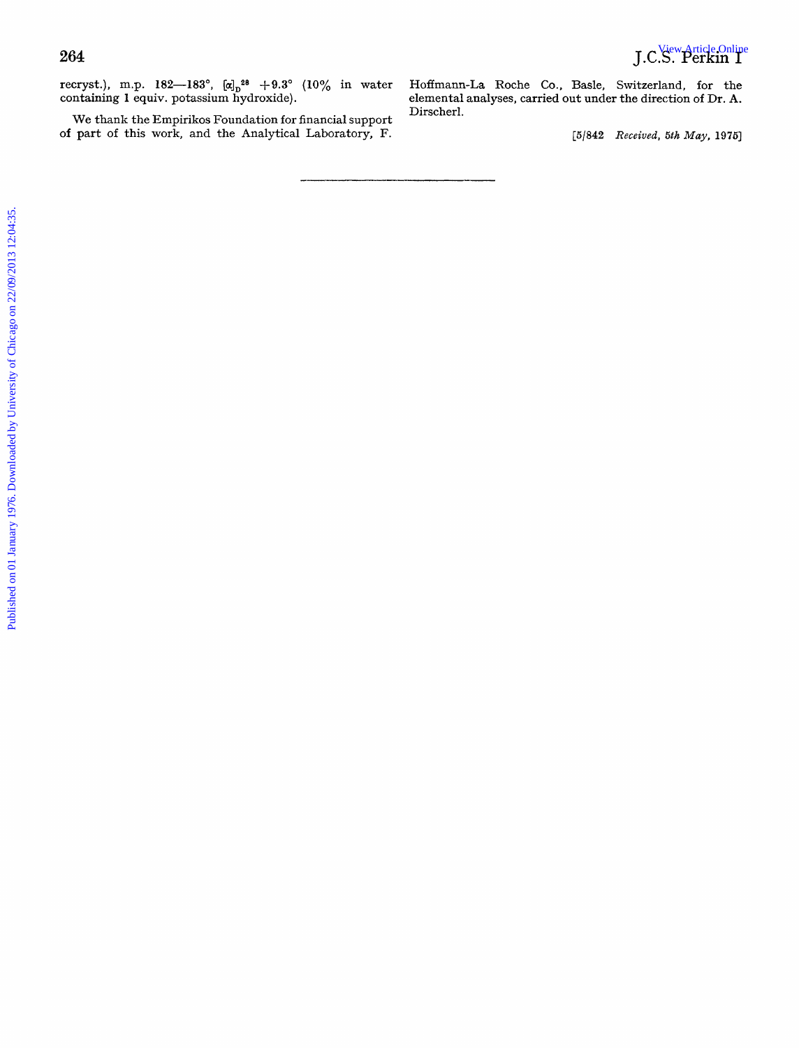recryst.), m.p. 182—183°, $[\alpha]_D^{28}$ +9.3° (10% in water containing 1 equiv. potassium hydroxide).

We thank the Empirikos Foundation for financial support of part of this work, and the Analytical Laboratory, F. Hoffmann-La Roche Co., Basle, Switzerland, for the elemental analyses, carried out under the direction of Dr. A. Dirscherl.

[5/842 *Received*, 5*th May*, 1975]